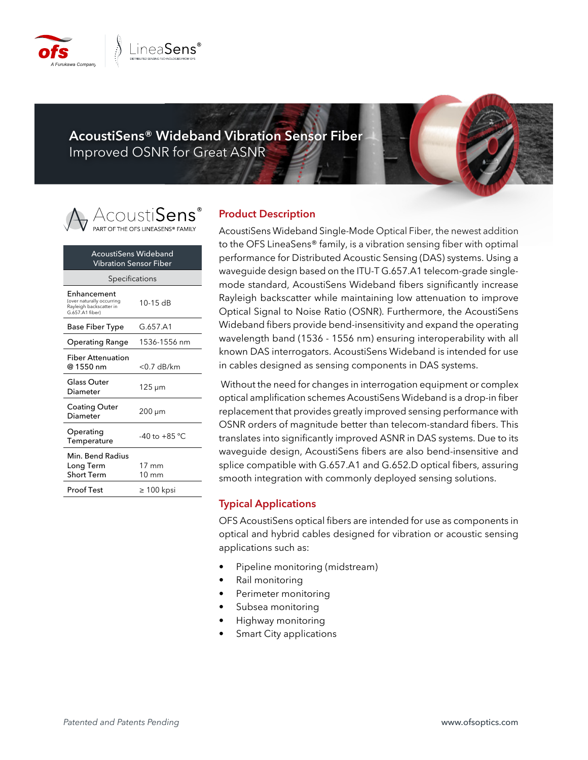# AcoustiSens® Wideband Vibration Sensor Fiber

Improved OSNR for Great ASNR

AcoustiSens®
PART OF THE OFS LINEASENS® FAMILY

| AcoustiSens Wideband Vibration Sensor Fiber | |
|---|---|
| Specifications | |
| Enhancement (over naturally occurring Rayleigh backscatter in G.657.A1 fiber) | 10-15 dB |
| Base Fiber Type | G.657.A1 |
| Operating Range | 1536-1556 nm |
| Fiber Attenuation @ 1550 nm | <0.7 dB/km |
| Glass Outer Diameter | 125 µm |
| Coating Outer Diameter | 200 µm |
| Operating Temperature | -40 to +85 °C |
| Min. Bend Radius<br>Long Term<br>Short Term | <br>17 mm<br>10 mm |
| Proof Test | ≥ 100 kpsi |

## Product Description

AcoustiSens Wideband Single-Mode Optical Fiber, the newest addition to the OFS LineaSens® family, is a vibration sensing fiber with optimal performance for Distributed Acoustic Sensing (DAS) systems. Using a waveguide design based on the ITU-T G.657.A1 telecom-grade single-mode standard, AcoustiSens Wideband fibers significantly increase Rayleigh backscatter while maintaining low attenuation to improve Optical Signal to Noise Ratio (OSNR). Furthermore, the AcoustiSens Wideband fibers provide bend-insensitivity and expand the operating wavelength band (1536 - 1556 nm) ensuring interoperability with all known DAS interrogators. AcoustiSens Wideband is intended for use in cables designed as sensing components in DAS systems.

Without the need for changes in interrogation equipment or complex optical amplification schemes AcoustiSens Wideband is a drop-in fiber replacement that provides greatly improved sensing performance with OSNR orders of magnitude better than telecom-standard fibers. This translates into significantly improved ASNR in DAS systems. Due to its waveguide design, AcoustiSens fibers are also bend-insensitive and splice compatible with G.657.A1 and G.652.D optical fibers, assuring smooth integration with commonly deployed sensing solutions.

## Typical Applications

OFS AcoustiSens optical fibers are intended for use as components in optical and hybrid cables designed for vibration or acoustic sensing applications such as:

- Pipeline monitoring (midstream)
- Rail monitoring
- Perimeter monitoring
- Subsea monitoring
- Highway monitoring
- Smart City applications

*Patented and Patents Pending*

www.ofsoptics.com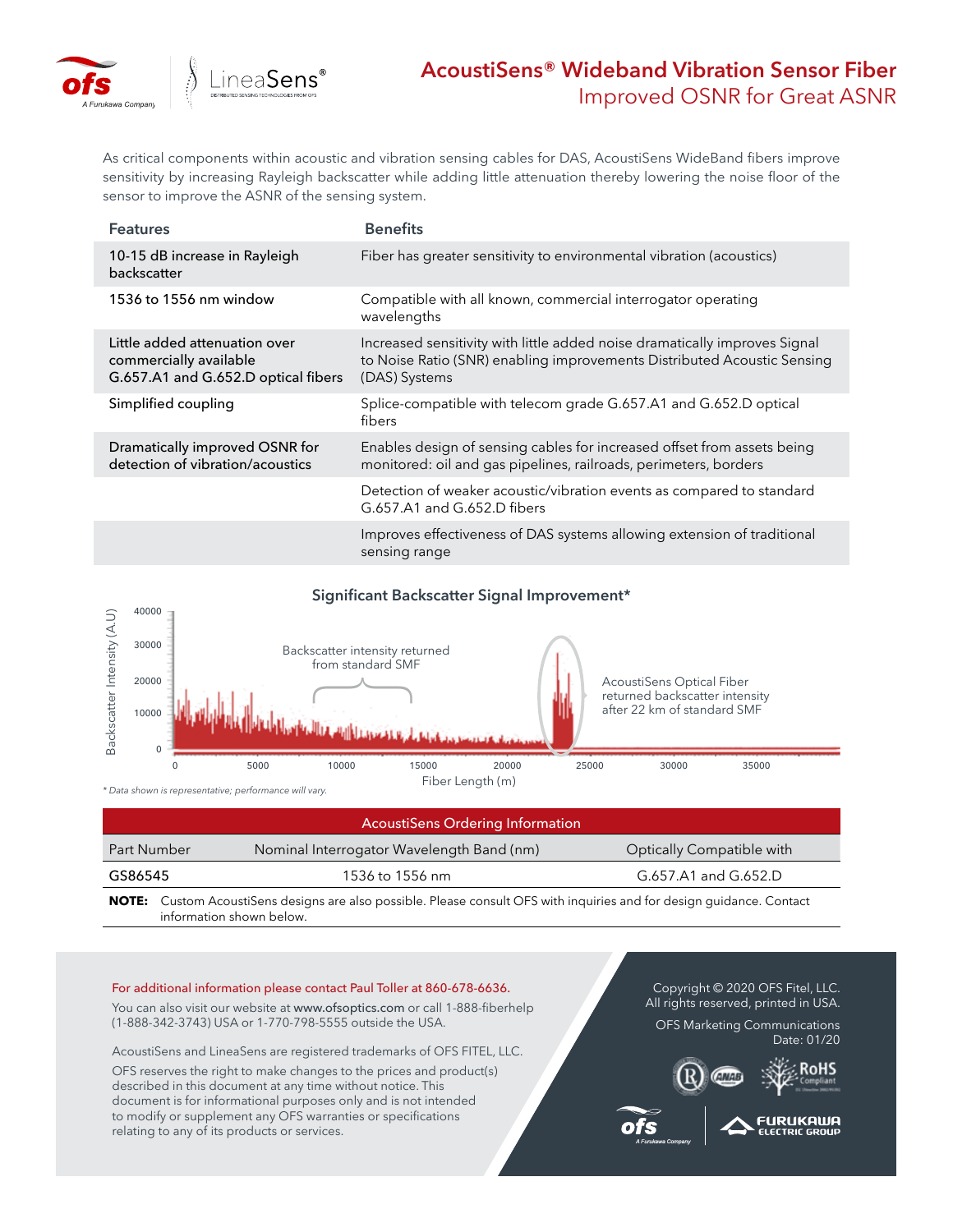# AcoustiSens® Wideband Vibration Sensor Fiber

## Improved OSNR for Great ASNR

As critical components within acoustic and vibration sensing cables for DAS, AcoustiSens WideBand fibers improve sensitivity by increasing Rayleigh backscatter while adding little attenuation thereby lowering the noise floor of the sensor to improve the ASNR of the sensing system.

| Features | Benefits |
|---|---|
| 10-15 dB increase in Rayleigh backscatter | Fiber has greater sensitivity to environmental vibration (acoustics) |
| 1536 to 1556 nm window | Compatible with all known, commercial interrogator operating wavelengths |
| Little added attenuation over commercially available G.657.A1 and G.652.D optical fibers | Increased sensitivity with little added noise dramatically improves Signal to Noise Ratio (SNR) enabling improvements Distributed Acoustic Sensing (DAS) Systems |
| Simplified coupling | Splice-compatible with telecom grade G.657.A1 and G.652.D optical fibers |
| Dramatically improved OSNR for detection of vibration/acoustics | Enables design of sensing cables for increased offset from assets being monitored: oil and gas pipelines, railroads, perimeters, borders |
| | Detection of weaker acoustic/vibration events as compared to standard G.657.A1 and G.652.D fibers |
| | Improves effectiveness of DAS systems allowing extension of traditional sensing range |

### Significant Backscatter Signal Improvement*

Backscatter Intensity (A.U)

40000
30000
20000
10000
0

Backscatter intensity returned from standard SMF

AcoustiSens Optical Fiber returned backscatter intensity after 22 km of standard SMF

0 5000 10000 15000 20000 25000 30000 35000

Fiber Length (m)

*\* Data shown is representative; performance will vary.*

| AcoustiSens Ordering Information | | |
|---|---|---|
| Part Number | Nominal Interrogator Wavelength Band (nm) | Optically Compatible with |
| GS86545 | 1536 to 1556 nm | G.657.A1 and G.652.D |

**NOTE:** Custom AcoustiSens designs are also possible. Please consult OFS with inquiries and for design guidance. Contact information shown below.

For additional information please contact Paul Toller at 860-678-6636.

You can also visit our website at **www.ofsoptics.com** or call 1-888-fiberhelp (1-888-342-3743) USA or 1-770-798-5555 outside the USA.

AcoustiSens and LineaSens are registered trademarks of OFS FITEL, LLC.

OFS reserves the right to make changes to the prices and product(s) described in this document at any time without notice. This document is for informational purposes only and is not intended to modify or supplement any OFS warranties or specifications relating to any of its products or services.

Copyright © 2020 OFS Fitel, LLC.
All rights reserved, printed in USA.

OFS Marketing Communications
Date: 01/20